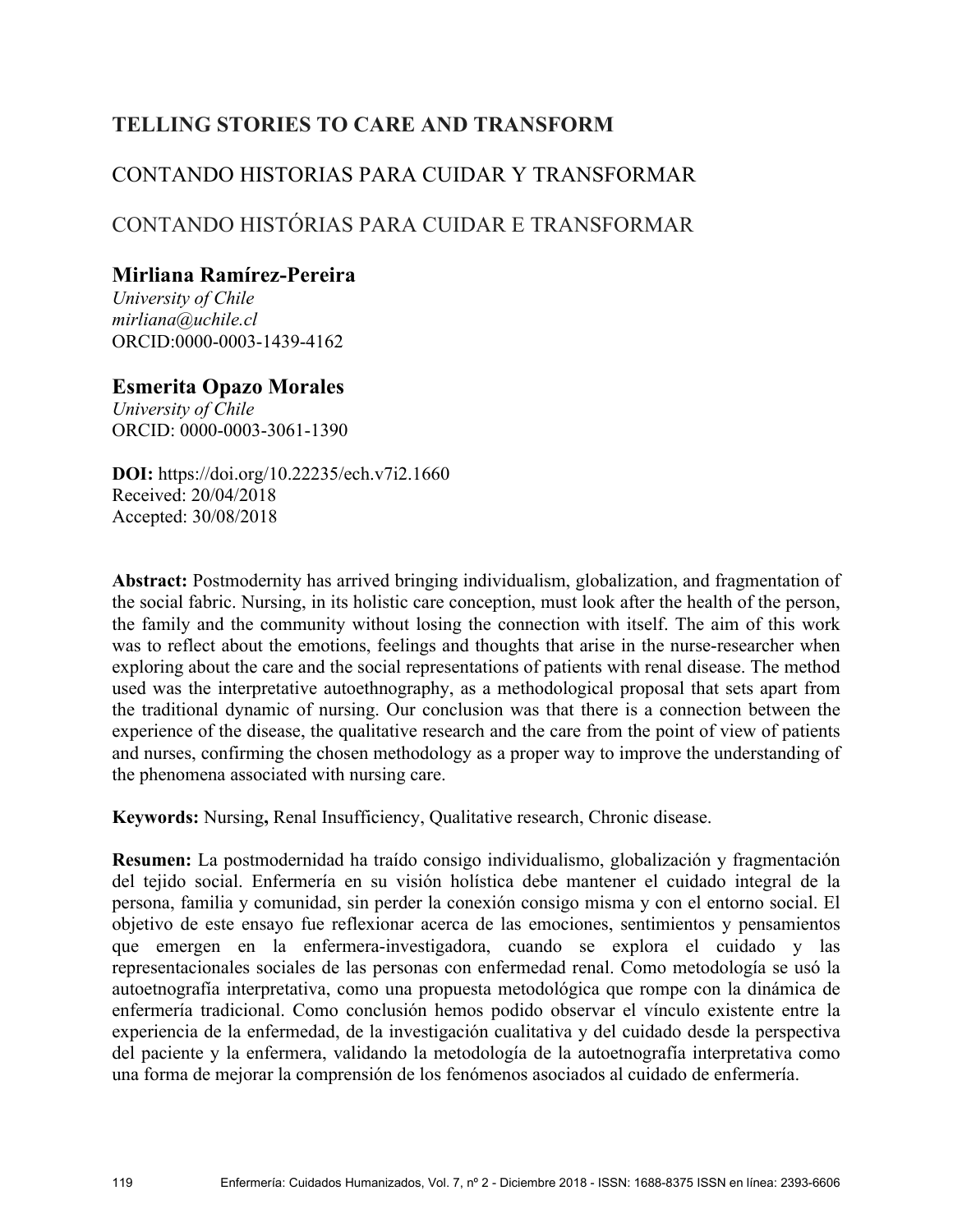# TELLING STORIES TO CARE AND TRANSFORM

## CONTANDO HISTORIAS PARA CUIDAR Y TRANSFORMAR

## CONTANDO HISTÓRIAS PARA CUIDAR E TRANSFORMAR

**Mirliana Ramírez-Pereira**
*University of Chile*
*mirliana@uchile.cl*
ORCID:0000-0003-1439-4162

**Esmerita Opazo Morales**
*University of Chile*
ORCID: 0000-0003-3061-1390

**DOI:** https://doi.org/10.22235/ech.v7i2.1660
Received: 20/04/2018
Accepted: 30/08/2018

**Abstract:** Postmodernity has arrived bringing individualism, globalization, and fragmentation of the social fabric. Nursing, in its holistic care conception, must look after the health of the person, the family and the community without losing the connection with itself. The aim of this work was to reflect about the emotions, feelings and thoughts that arise in the nurse-researcher when exploring about the care and the social representations of patients with renal disease. The method used was the interpretative autoethnography, as a methodological proposal that sets apart from the traditional dynamic of nursing. Our conclusion was that there is a connection between the experience of the disease, the qualitative research and the care from the point of view of patients and nurses, confirming the chosen methodology as a proper way to improve the understanding of the phenomena associated with nursing care.

**Keywords:** Nursing**,** Renal Insufficiency, Qualitative research, Chronic disease.

**Resumen:** La postmodernidad ha traído consigo individualismo, globalización y fragmentación del tejido social. Enfermería en su visión holística debe mantener el cuidado integral de la persona, familia y comunidad, sin perder la conexión consigo misma y con el entorno social. El objetivo de este ensayo fue reflexionar acerca de las emociones, sentimientos y pensamientos que emergen en la enfermera-investigadora, cuando se explora el cuidado y las representacionales sociales de las personas con enfermedad renal. Como metodología se usó la autoetnografía interpretativa, como una propuesta metodológica que rompe con la dinámica de enfermería tradicional. Como conclusión hemos podido observar el vínculo existente entre la experiencia de la enfermedad, de la investigación cualitativa y del cuidado desde la perspectiva del paciente y la enfermera, validando la metodología de la autoetnografía interpretativa como una forma de mejorar la comprensión de los fenómenos asociados al cuidado de enfermería.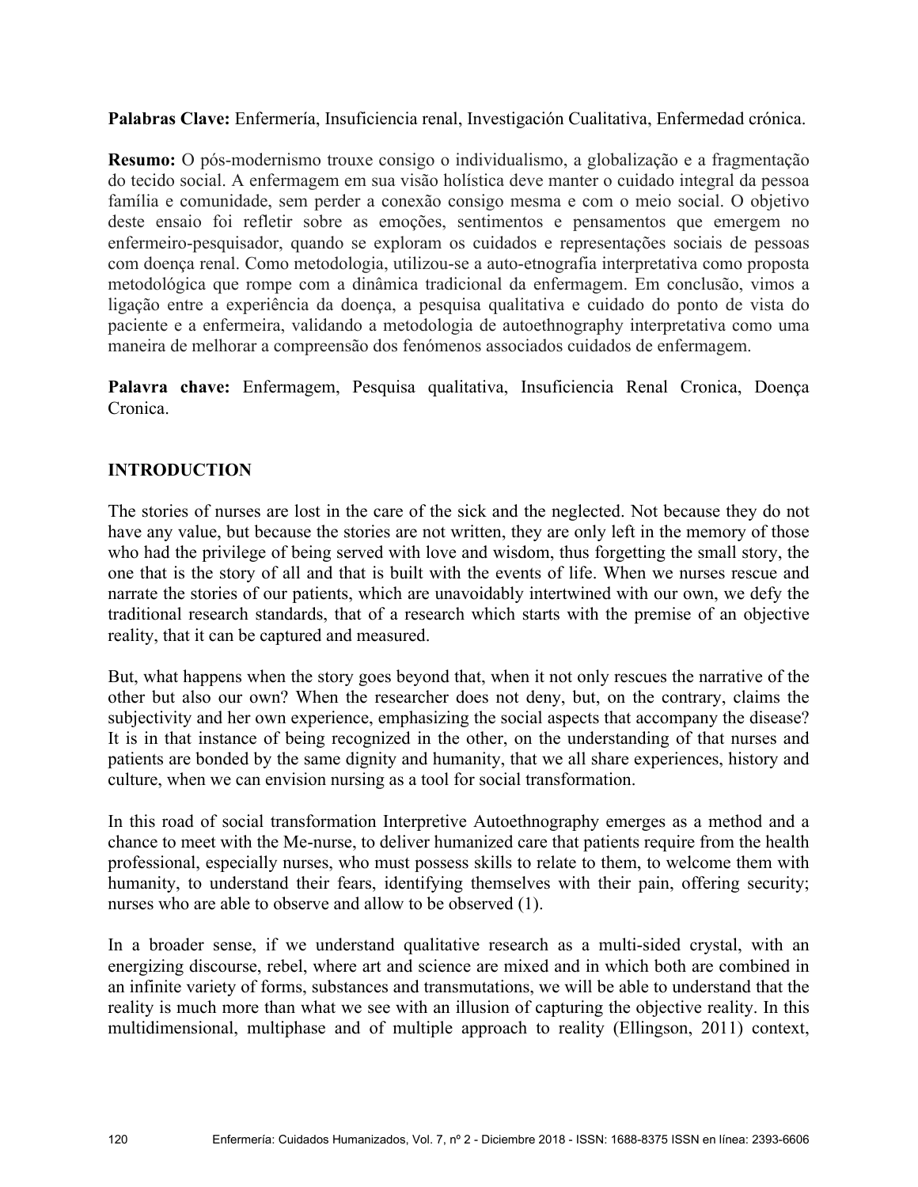**Palabras Clave:** Enfermería, Insuficiencia renal, Investigación Cualitativa, Enfermedad crónica.

**Resumo:** O pós-modernismo trouxe consigo o individualismo, a globalização e a fragmentação do tecido social. A enfermagem em sua visão holística deve manter o cuidado integral da pessoa família e comunidade, sem perder a conexão consigo mesma e com o meio social. O objetivo deste ensaio foi refletir sobre as emoções, sentimentos e pensamentos que emergem no enfermeiro-pesquisador, quando se exploram os cuidados e representações sociais de pessoas com doença renal. Como metodologia, utilizou-se a auto-etnografia interpretativa como proposta metodológica que rompe com a dinâmica tradicional da enfermagem. Em conclusão, vimos a ligação entre a experiência da doença, a pesquisa qualitativa e cuidado do ponto de vista do paciente e a enfermeira, validando a metodologia de autoethnography interpretativa como uma maneira de melhorar a compreensão dos fenómenos associados cuidados de enfermagem.

**Palavra chave:** Enfermagem, Pesquisa qualitativa, Insuficiencia Renal Cronica, Doença Cronica.

## INTRODUCTION

The stories of nurses are lost in the care of the sick and the neglected. Not because they do not have any value, but because the stories are not written, they are only left in the memory of those who had the privilege of being served with love and wisdom, thus forgetting the small story, the one that is the story of all and that is built with the events of life. When we nurses rescue and narrate the stories of our patients, which are unavoidably intertwined with our own, we defy the traditional research standards, that of a research which starts with the premise of an objective reality, that it can be captured and measured.

But, what happens when the story goes beyond that, when it not only rescues the narrative of the other but also our own? When the researcher does not deny, but, on the contrary, claims the subjectivity and her own experience, emphasizing the social aspects that accompany the disease? It is in that instance of being recognized in the other, on the understanding of that nurses and patients are bonded by the same dignity and humanity, that we all share experiences, history and culture, when we can envision nursing as a tool for social transformation.

In this road of social transformation Interpretive Autoethnography emerges as a method and a chance to meet with the Me-nurse, to deliver humanized care that patients require from the health professional, especially nurses, who must possess skills to relate to them, to welcome them with humanity, to understand their fears, identifying themselves with their pain, offering security; nurses who are able to observe and allow to be observed (1).

In a broader sense, if we understand qualitative research as a multi-sided crystal, with an energizing discourse, rebel, where art and science are mixed and in which both are combined in an infinite variety of forms, substances and transmutations, we will be able to understand that the reality is much more than what we see with an illusion of capturing the objective reality. In this multidimensional, multiphase and of multiple approach to reality (Ellingson, 2011) context,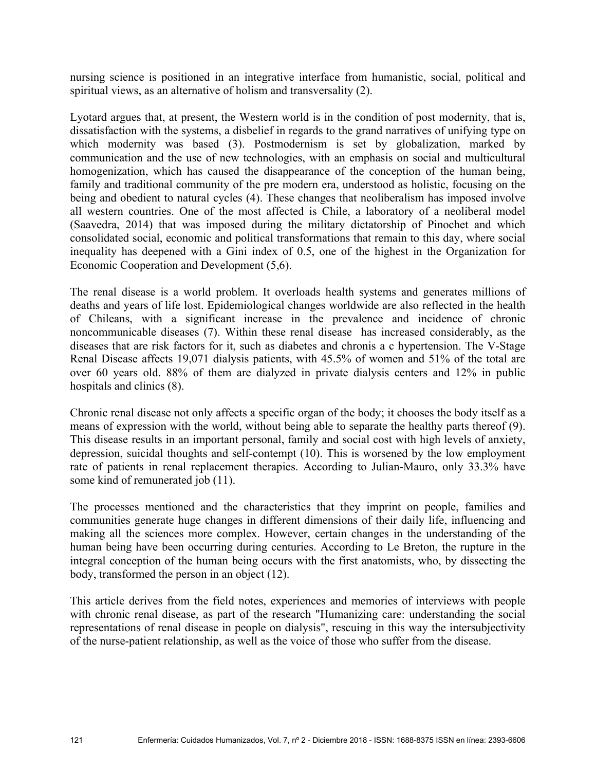nursing science is positioned in an integrative interface from humanistic, social, political and spiritual views, as an alternative of holism and transversality (2).

Lyotard argues that, at present, the Western world is in the condition of post modernity, that is, dissatisfaction with the systems, a disbelief in regards to the grand narratives of unifying type on which modernity was based (3). Postmodernism is set by globalization, marked by communication and the use of new technologies, with an emphasis on social and multicultural homogenization, which has caused the disappearance of the conception of the human being, family and traditional community of the pre modern era, understood as holistic, focusing on the being and obedient to natural cycles (4). These changes that neoliberalism has imposed involve all western countries. One of the most affected is Chile, a laboratory of a neoliberal model (Saavedra, 2014) that was imposed during the military dictatorship of Pinochet and which consolidated social, economic and political transformations that remain to this day, where social inequality has deepened with a Gini index of 0.5, one of the highest in the Organization for Economic Cooperation and Development (5,6).

The renal disease is a world problem. It overloads health systems and generates millions of deaths and years of life lost. Epidemiological changes worldwide are also reflected in the health of Chileans, with a significant increase in the prevalence and incidence of chronic noncommunicable diseases (7). Within these renal disease has increased considerably, as the diseases that are risk factors for it, such as diabetes and chronis a c hypertension. The V-Stage Renal Disease affects 19,071 dialysis patients, with 45.5% of women and 51% of the total are over 60 years old. 88% of them are dialyzed in private dialysis centers and 12% in public hospitals and clinics (8).

Chronic renal disease not only affects a specific organ of the body; it chooses the body itself as a means of expression with the world, without being able to separate the healthy parts thereof (9). This disease results in an important personal, family and social cost with high levels of anxiety, depression, suicidal thoughts and self-contempt (10). This is worsened by the low employment rate of patients in renal replacement therapies. According to Julian-Mauro, only 33.3% have some kind of remunerated job (11).

The processes mentioned and the characteristics that they imprint on people, families and communities generate huge changes in different dimensions of their daily life, influencing and making all the sciences more complex. However, certain changes in the understanding of the human being have been occurring during centuries. According to Le Breton, the rupture in the integral conception of the human being occurs with the first anatomists, who, by dissecting the body, transformed the person in an object (12).

This article derives from the field notes, experiences and memories of interviews with people with chronic renal disease, as part of the research "Humanizing care: understanding the social representations of renal disease in people on dialysis", rescuing in this way the intersubjectivity of the nurse-patient relationship, as well as the voice of those who suffer from the disease.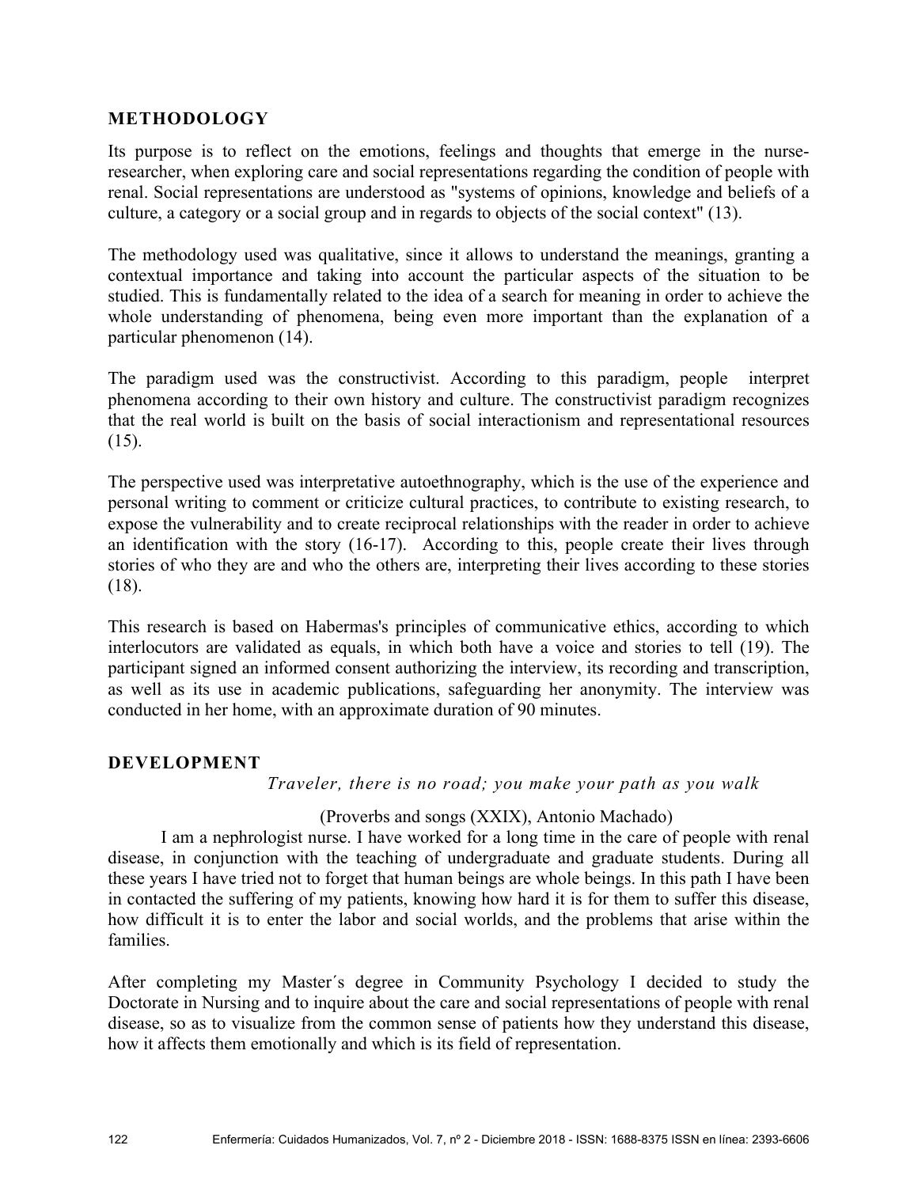## METHODOLOGY

Its purpose is to reflect on the emotions, feelings and thoughts that emerge in the nurse-researcher, when exploring care and social representations regarding the condition of people with renal. Social representations are understood as "systems of opinions, knowledge and beliefs of a culture, a category or a social group and in regards to objects of the social context" (13).

The methodology used was qualitative, since it allows to understand the meanings, granting a contextual importance and taking into account the particular aspects of the situation to be studied. This is fundamentally related to the idea of a search for meaning in order to achieve the whole understanding of phenomena, being even more important than the explanation of a particular phenomenon (14).

The paradigm used was the constructivist. According to this paradigm, people interpret phenomena according to their own history and culture. The constructivist paradigm recognizes that the real world is built on the basis of social interactionism and representational resources (15).

The perspective used was interpretative autoethnography, which is the use of the experience and personal writing to comment or criticize cultural practices, to contribute to existing research, to expose the vulnerability and to create reciprocal relationships with the reader in order to achieve an identification with the story (16-17). According to this, people create their lives through stories of who they are and who the others are, interpreting their lives according to these stories (18).

This research is based on Habermas's principles of communicative ethics, according to which interlocutors are validated as equals, in which both have a voice and stories to tell (19). The participant signed an informed consent authorizing the interview, its recording and transcription, as well as its use in academic publications, safeguarding her anonymity. The interview was conducted in her home, with an approximate duration of 90 minutes.

## DEVELOPMENT

*Traveler, there is no road; you make your path as you walk*

(Proverbs and songs (XXIX), Antonio Machado)

I am a nephrologist nurse. I have worked for a long time in the care of people with renal disease, in conjunction with the teaching of undergraduate and graduate students. During all these years I have tried not to forget that human beings are whole beings. In this path I have been in contacted the suffering of my patients, knowing how hard it is for them to suffer this disease, how difficult it is to enter the labor and social worlds, and the problems that arise within the families.

After completing my Master´s degree in Community Psychology I decided to study the Doctorate in Nursing and to inquire about the care and social representations of people with renal disease, so as to visualize from the common sense of patients how they understand this disease, how it affects them emotionally and which is its field of representation.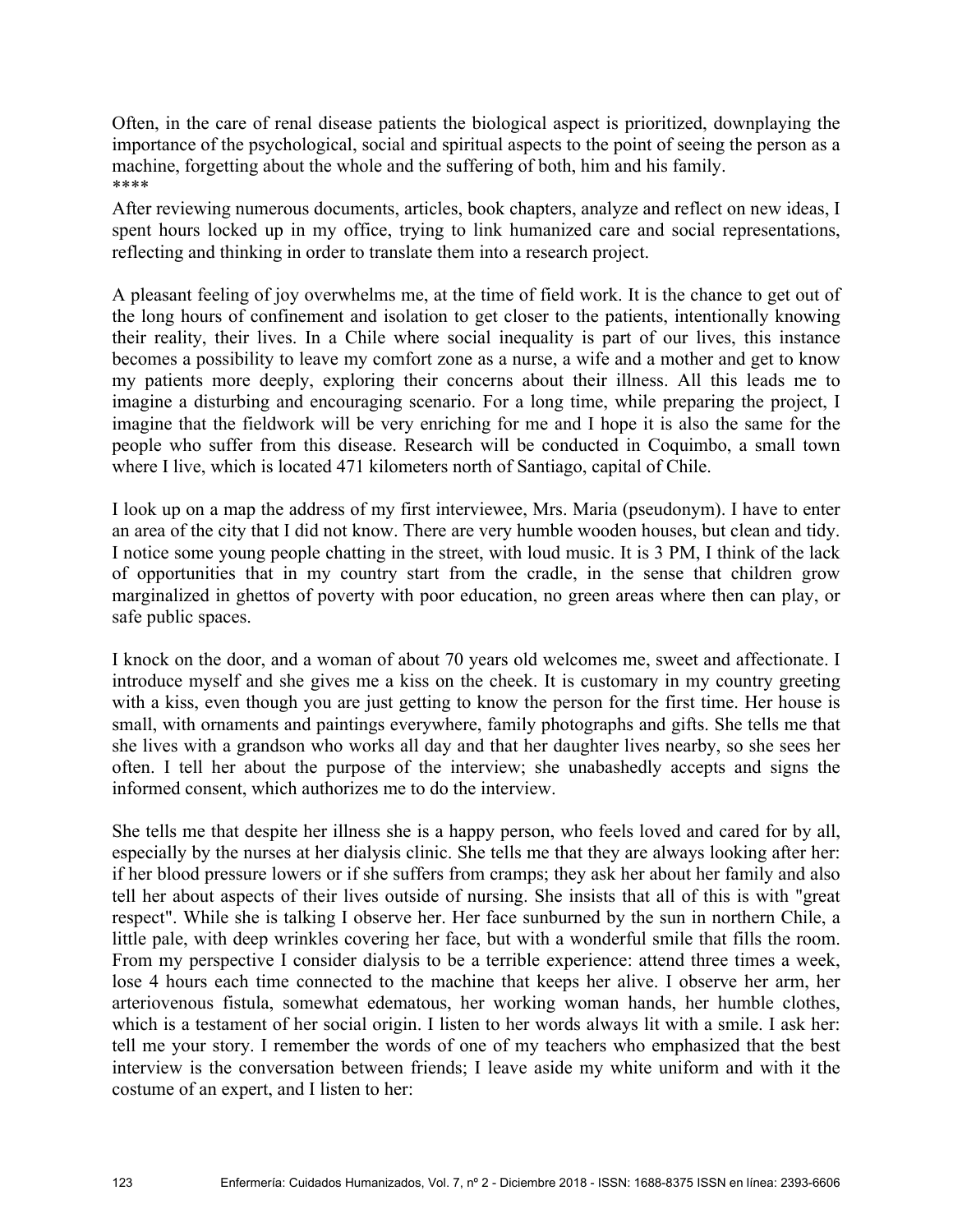Often, in the care of renal disease patients the biological aspect is prioritized, downplaying the importance of the psychological, social and spiritual aspects to the point of seeing the person as a machine, forgetting about the whole and the suffering of both, him and his family.
****
After reviewing numerous documents, articles, book chapters, analyze and reflect on new ideas, I spent hours locked up in my office, trying to link humanized care and social representations, reflecting and thinking in order to translate them into a research project.

A pleasant feeling of joy overwhelms me, at the time of field work. It is the chance to get out of the long hours of confinement and isolation to get closer to the patients, intentionally knowing their reality, their lives. In a Chile where social inequality is part of our lives, this instance becomes a possibility to leave my comfort zone as a nurse, a wife and a mother and get to know my patients more deeply, exploring their concerns about their illness. All this leads me to imagine a disturbing and encouraging scenario. For a long time, while preparing the project, I imagine that the fieldwork will be very enriching for me and I hope it is also the same for the people who suffer from this disease. Research will be conducted in Coquimbo, a small town where I live, which is located 471 kilometers north of Santiago, capital of Chile.

I look up on a map the address of my first interviewee, Mrs. Maria (pseudonym). I have to enter an area of the city that I did not know. There are very humble wooden houses, but clean and tidy. I notice some young people chatting in the street, with loud music. It is 3 PM, I think of the lack of opportunities that in my country start from the cradle, in the sense that children grow marginalized in ghettos of poverty with poor education, no green areas where then can play, or safe public spaces.

I knock on the door, and a woman of about 70 years old welcomes me, sweet and affectionate. I introduce myself and she gives me a kiss on the cheek. It is customary in my country greeting with a kiss, even though you are just getting to know the person for the first time. Her house is small, with ornaments and paintings everywhere, family photographs and gifts. She tells me that she lives with a grandson who works all day and that her daughter lives nearby, so she sees her often. I tell her about the purpose of the interview; she unabashedly accepts and signs the informed consent, which authorizes me to do the interview.

She tells me that despite her illness she is a happy person, who feels loved and cared for by all, especially by the nurses at her dialysis clinic. She tells me that they are always looking after her: if her blood pressure lowers or if she suffers from cramps; they ask her about her family and also tell her about aspects of their lives outside of nursing. She insists that all of this is with "great respect". While she is talking I observe her. Her face sunburned by the sun in northern Chile, a little pale, with deep wrinkles covering her face, but with a wonderful smile that fills the room. From my perspective I consider dialysis to be a terrible experience: attend three times a week, lose 4 hours each time connected to the machine that keeps her alive. I observe her arm, her arteriovenous fistula, somewhat edematous, her working woman hands, her humble clothes, which is a testament of her social origin. I listen to her words always lit with a smile. I ask her: tell me your story. I remember the words of one of my teachers who emphasized that the best interview is the conversation between friends; I leave aside my white uniform and with it the costume of an expert, and I listen to her: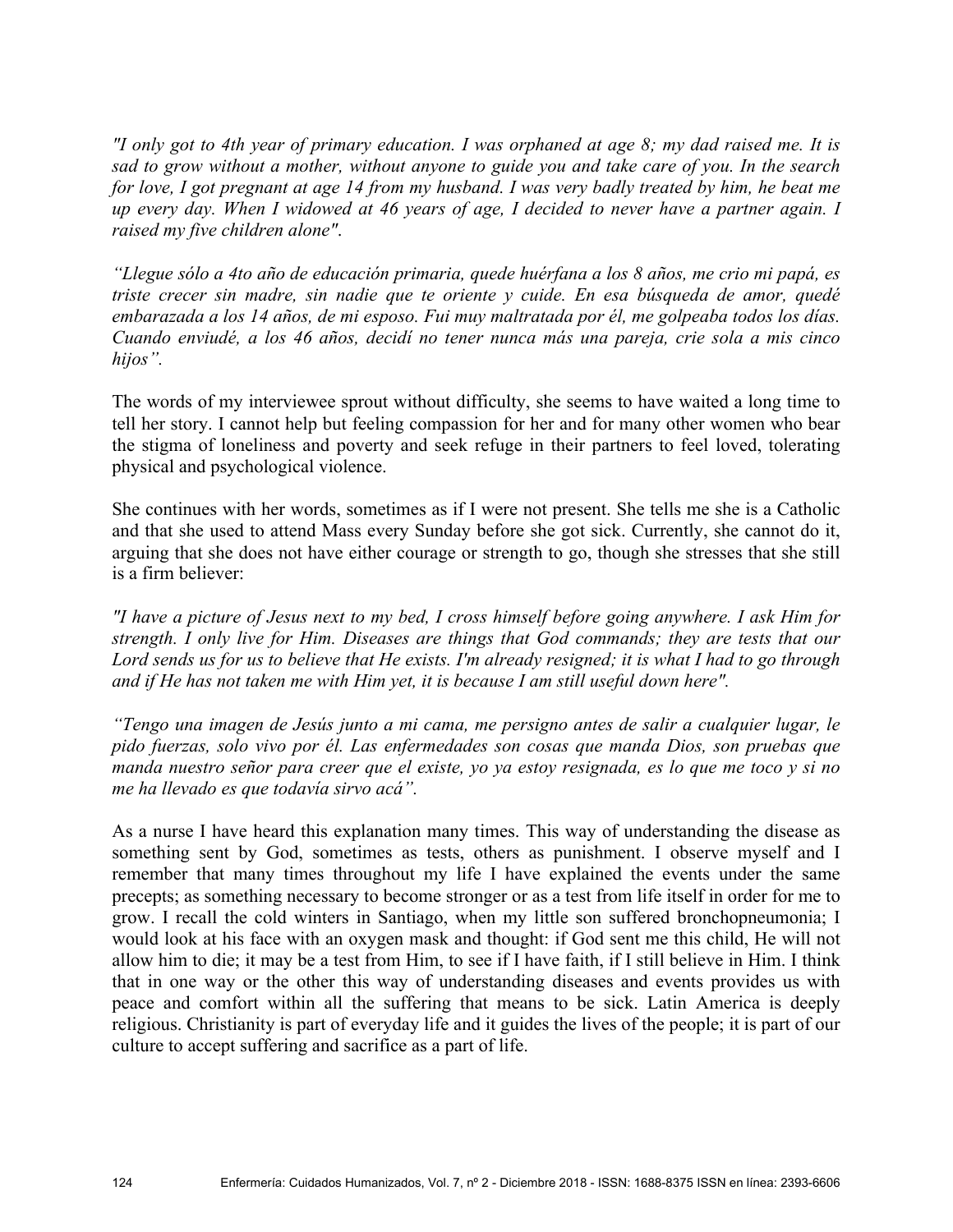*"I only got to 4th year of primary education. I was orphaned at age 8; my dad raised me. It is sad to grow without a mother, without anyone to guide you and take care of you. In the search for love, I got pregnant at age 14 from my husband. I was very badly treated by him, he beat me up every day. When I widowed at 46 years of age, I decided to never have a partner again. I raised my five children alone".*

*"Llegue sólo a 4to año de educación primaria, quede huérfana a los 8 años, me crio mi papá, es triste crecer sin madre, sin nadie que te oriente y cuide. En esa búsqueda de amor, quedé embarazada a los 14 años, de mi esposo. Fui muy maltratada por él, me golpeaba todos los días. Cuando enviudé, a los 46 años, decidí no tener nunca más una pareja, crie sola a mis cinco hijos".*

The words of my interviewee sprout without difficulty, she seems to have waited a long time to tell her story. I cannot help but feeling compassion for her and for many other women who bear the stigma of loneliness and poverty and seek refuge in their partners to feel loved, tolerating physical and psychological violence.

She continues with her words, sometimes as if I were not present. She tells me she is a Catholic and that she used to attend Mass every Sunday before she got sick. Currently, she cannot do it, arguing that she does not have either courage or strength to go, though she stresses that she still is a firm believer:

*"I have a picture of Jesus next to my bed, I cross himself before going anywhere. I ask Him for strength. I only live for Him. Diseases are things that God commands; they are tests that our Lord sends us for us to believe that He exists. I'm already resigned; it is what I had to go through and if He has not taken me with Him yet, it is because I am still useful down here".*

*"Tengo una imagen de Jesús junto a mi cama, me persigno antes de salir a cualquier lugar, le pido fuerzas, solo vivo por él. Las enfermedades son cosas que manda Dios, son pruebas que manda nuestro señor para creer que el existe, yo ya estoy resignada, es lo que me toco y si no me ha llevado es que todavía sirvo acá".*

As a nurse I have heard this explanation many times. This way of understanding the disease as something sent by God, sometimes as tests, others as punishment. I observe myself and I remember that many times throughout my life I have explained the events under the same precepts; as something necessary to become stronger or as a test from life itself in order for me to grow. I recall the cold winters in Santiago, when my little son suffered bronchopneumonia; I would look at his face with an oxygen mask and thought: if God sent me this child, He will not allow him to die; it may be a test from Him, to see if I have faith, if I still believe in Him. I think that in one way or the other this way of understanding diseases and events provides us with peace and comfort within all the suffering that means to be sick. Latin America is deeply religious. Christianity is part of everyday life and it guides the lives of the people; it is part of our culture to accept suffering and sacrifice as a part of life.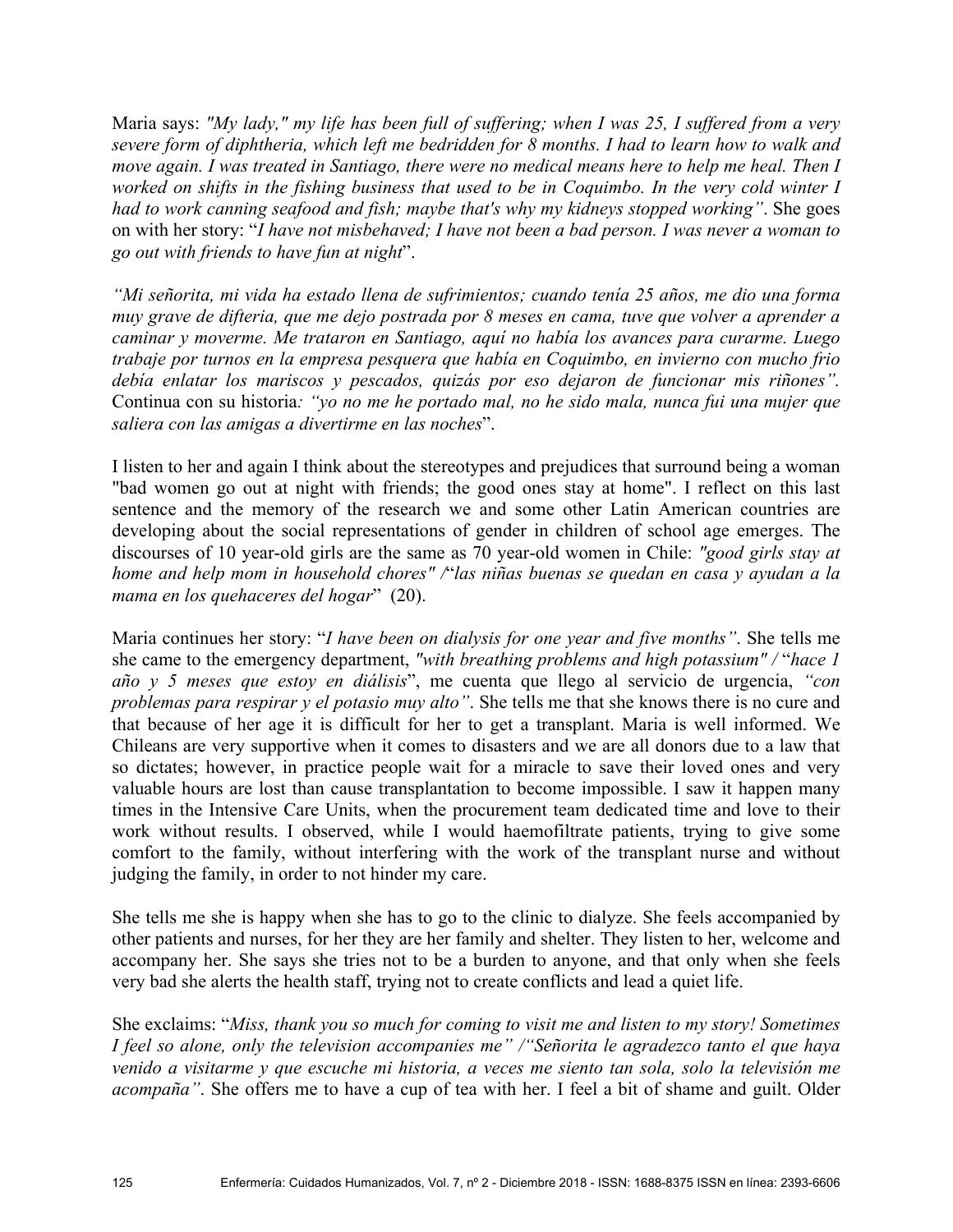Maria says: *"My lady," my life has been full of suffering; when I was 25, I suffered from a very severe form of diphtheria, which left me bedridden for 8 months. I had to learn how to walk and move again. I was treated in Santiago, there were no medical means here to help me heal. Then I worked on shifts in the fishing business that used to be in Coquimbo. In the very cold winter I had to work canning seafood and fish; maybe that's why my kidneys stopped working"*. She goes on with her story: "*I have not misbehaved; I have not been a bad person. I was never a woman to go out with friends to have fun at night*".

*"Mi señorita, mi vida ha estado llena de sufrimientos; cuando tenía 25 años, me dio una forma muy grave de difteria, que me dejo postrada por 8 meses en cama, tuve que volver a aprender a caminar y moverme. Me trataron en Santiago, aquí no había los avances para curarme. Luego trabaje por turnos en la empresa pesquera que había en Coquimbo, en invierno con mucho frio debía enlatar los mariscos y pescados, quizás por eso dejaron de funcionar mis riñones".* Continua con su historia*: "yo no me he portado mal, no he sido mala, nunca fui una mujer que saliera con las amigas a divertirme en las noches*".

I listen to her and again I think about the stereotypes and prejudices that surround being a woman "bad women go out at night with friends; the good ones stay at home". I reflect on this last sentence and the memory of the research we and some other Latin American countries are developing about the social representations of gender in children of school age emerges. The discourses of 10 year-old girls are the same as 70 year-old women in Chile: *"good girls stay at home and help mom in household chores" /*"*las niñas buenas se quedan en casa y ayudan a la mama en los quehaceres del hogar*" (20).

Maria continues her story: "*I have been on dialysis for one year and five months"*. She tells me she came to the emergency department, *"with breathing problems and high potassium" /* "*hace 1 año y 5 meses que estoy en diálisis*", me cuenta que llego al servicio de urgencia, *"con problemas para respirar y el potasio muy alto"*. She tells me that she knows there is no cure and that because of her age it is difficult for her to get a transplant. Maria is well informed. We Chileans are very supportive when it comes to disasters and we are all donors due to a law that so dictates; however, in practice people wait for a miracle to save their loved ones and very valuable hours are lost than cause transplantation to become impossible. I saw it happen many times in the Intensive Care Units, when the procurement team dedicated time and love to their work without results. I observed, while I would haemofiltrate patients, trying to give some comfort to the family, without interfering with the work of the transplant nurse and without judging the family, in order to not hinder my care.

She tells me she is happy when she has to go to the clinic to dialyze. She feels accompanied by other patients and nurses, for her they are her family and shelter. They listen to her, welcome and accompany her. She says she tries not to be a burden to anyone, and that only when she feels very bad she alerts the health staff, trying not to create conflicts and lead a quiet life.

She exclaims: "*Miss, thank you so much for coming to visit me and listen to my story! Sometimes I feel so alone, only the television accompanies me" /"Señorita le agradezco tanto el que haya venido a visitarme y que escuche mi historia, a veces me siento tan sola, solo la televisión me acompaña"*. She offers me to have a cup of tea with her. I feel a bit of shame and guilt. Older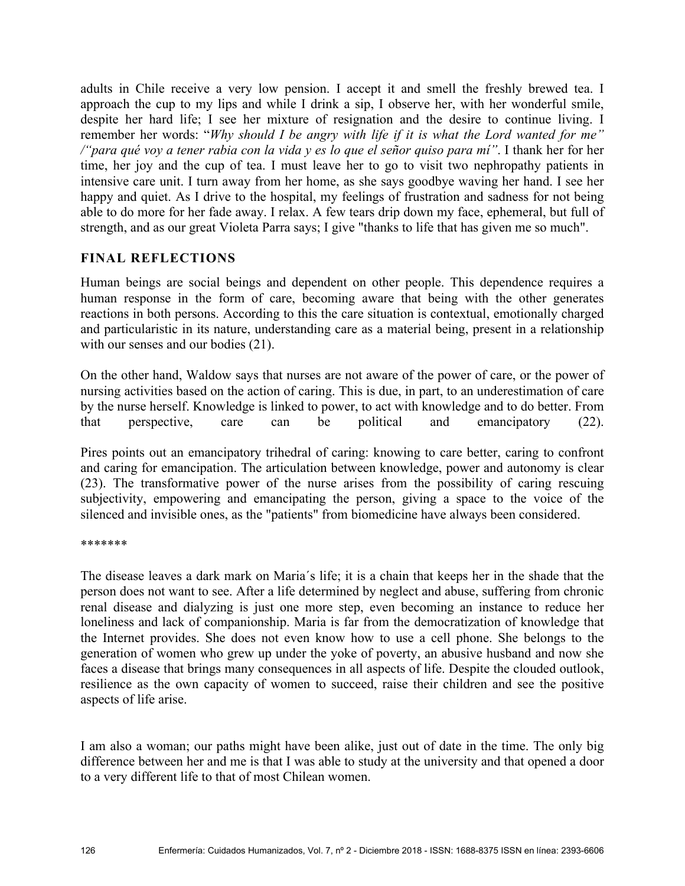adults in Chile receive a very low pension. I accept it and smell the freshly brewed tea. I approach the cup to my lips and while I drink a sip, I observe her, with her wonderful smile, despite her hard life; I see her mixture of resignation and the desire to continue living. I remember her words: "*Why should I be angry with life if it is what the Lord wanted for me" /"para qué voy a tener rabia con la vida y es lo que el señor quiso para mí"*. I thank her for her time, her joy and the cup of tea. I must leave her to go to visit two nephropathy patients in intensive care unit. I turn away from her home, as she says goodbye waving her hand. I see her happy and quiet. As I drive to the hospital, my feelings of frustration and sadness for not being able to do more for her fade away. I relax. A few tears drip down my face, ephemeral, but full of strength, and as our great Violeta Parra says; I give "thanks to life that has given me so much".

## FINAL REFLECTIONS

Human beings are social beings and dependent on other people. This dependence requires a human response in the form of care, becoming aware that being with the other generates reactions in both persons. According to this the care situation is contextual, emotionally charged and particularistic in its nature, understanding care as a material being, present in a relationship with our senses and our bodies (21).

On the other hand, Waldow says that nurses are not aware of the power of care, or the power of nursing activities based on the action of caring. This is due, in part, to an underestimation of care by the nurse herself. Knowledge is linked to power, to act with knowledge and to do better. From that perspective, care can be political and emancipatory (22).

Pires points out an emancipatory trihedral of caring: knowing to care better, caring to confront and caring for emancipation. The articulation between knowledge, power and autonomy is clear (23). The transformative power of the nurse arises from the possibility of caring rescuing subjectivity, empowering and emancipating the person, giving a space to the voice of the silenced and invisible ones, as the "patients" from biomedicine have always been considered.

*******

The disease leaves a dark mark on Maria´s life; it is a chain that keeps her in the shade that the person does not want to see. After a life determined by neglect and abuse, suffering from chronic renal disease and dialyzing is just one more step, even becoming an instance to reduce her loneliness and lack of companionship. Maria is far from the democratization of knowledge that the Internet provides. She does not even know how to use a cell phone. She belongs to the generation of women who grew up under the yoke of poverty, an abusive husband and now she faces a disease that brings many consequences in all aspects of life. Despite the clouded outlook, resilience as the own capacity of women to succeed, raise their children and see the positive aspects of life arise.

I am also a woman; our paths might have been alike, just out of date in the time. The only big difference between her and me is that I was able to study at the university and that opened a door to a very different life to that of most Chilean women.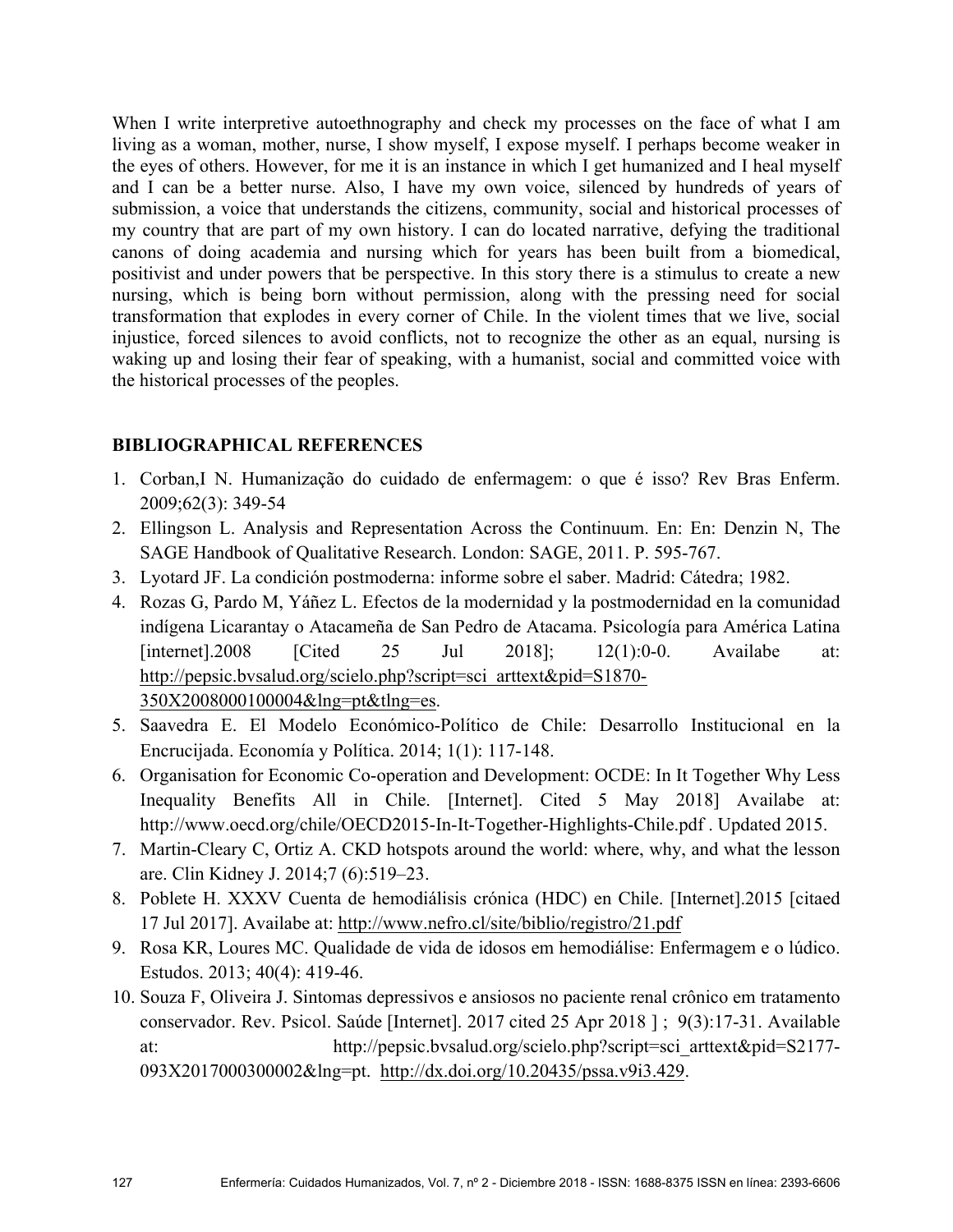When I write interpretive autoethnography and check my processes on the face of what I am living as a woman, mother, nurse, I show myself, I expose myself. I perhaps become weaker in the eyes of others. However, for me it is an instance in which I get humanized and I heal myself and I can be a better nurse. Also, I have my own voice, silenced by hundreds of years of submission, a voice that understands the citizens, community, social and historical processes of my country that are part of my own history. I can do located narrative, defying the traditional canons of doing academia and nursing which for years has been built from a biomedical, positivist and under powers that be perspective. In this story there is a stimulus to create a new nursing, which is being born without permission, along with the pressing need for social transformation that explodes in every corner of Chile. In the violent times that we live, social injustice, forced silences to avoid conflicts, not to recognize the other as an equal, nursing is waking up and losing their fear of speaking, with a humanist, social and committed voice with the historical processes of the peoples.

## BIBLIOGRAPHICAL REFERENCES

1. Corban,I N. Humanização do cuidado de enfermagem: o que é isso? Rev Bras Enferm. 2009;62(3): 349-54
2. Ellingson L. Analysis and Representation Across the Continuum. En: En: Denzin N, The SAGE Handbook of Qualitative Research. London: SAGE, 2011. P. 595-767.
3. Lyotard JF. La condición postmoderna: informe sobre el saber. Madrid: Cátedra; 1982.
4. Rozas G, Pardo M, Yáñez L. Efectos de la modernidad y la postmodernidad en la comunidad indígena Licarantay o Atacameña de San Pedro de Atacama. Psicología para América Latina [internet].2008 [Cited 25 Jul 2018]; 12(1):0-0. Availabe at: http://pepsic.bvsalud.org/scielo.php?script=sci_arttext&pid=S1870-350X2008000100004&lng=pt&tlng=es.
5. Saavedra E. El Modelo Económico-Político de Chile: Desarrollo Institucional en la Encrucijada. Economía y Política. 2014; 1(1): 117-148.
6. Organisation for Economic Co-operation and Development: OCDE: In It Together Why Less Inequality Benefits All in Chile. [Internet]. Cited 5 May 2018] Availabe at: http://www.oecd.org/chile/OECD2015-In-It-Together-Highlights-Chile.pdf . Updated 2015.
7. Martin-Cleary C, Ortiz A. CKD hotspots around the world: where, why, and what the lesson are. Clin Kidney J. 2014;7 (6):519–23.
8. Poblete H. XXXV Cuenta de hemodiálisis crónica (HDC) en Chile. [Internet].2015 [citaed 17 Jul 2017]. Availabe at: http://www.nefro.cl/site/biblio/registro/21.pdf
9. Rosa KR, Loures MC. Qualidade de vida de idosos em hemodiálise: Enfermagem e o lúdico. Estudos. 2013; 40(4): 419-46.
10. Souza F, Oliveira J. Sintomas depressivos e ansiosos no paciente renal crônico em tratamento conservador. Rev. Psicol. Saúde [Internet]. 2017 cited 25 Apr 2018 ] ; 9(3):17-31. Available at: http://pepsic.bvsalud.org/scielo.php?script=sci_arttext&pid=S2177-093X2017000300002&lng=pt. http://dx.doi.org/10.20435/pssa.v9i3.429.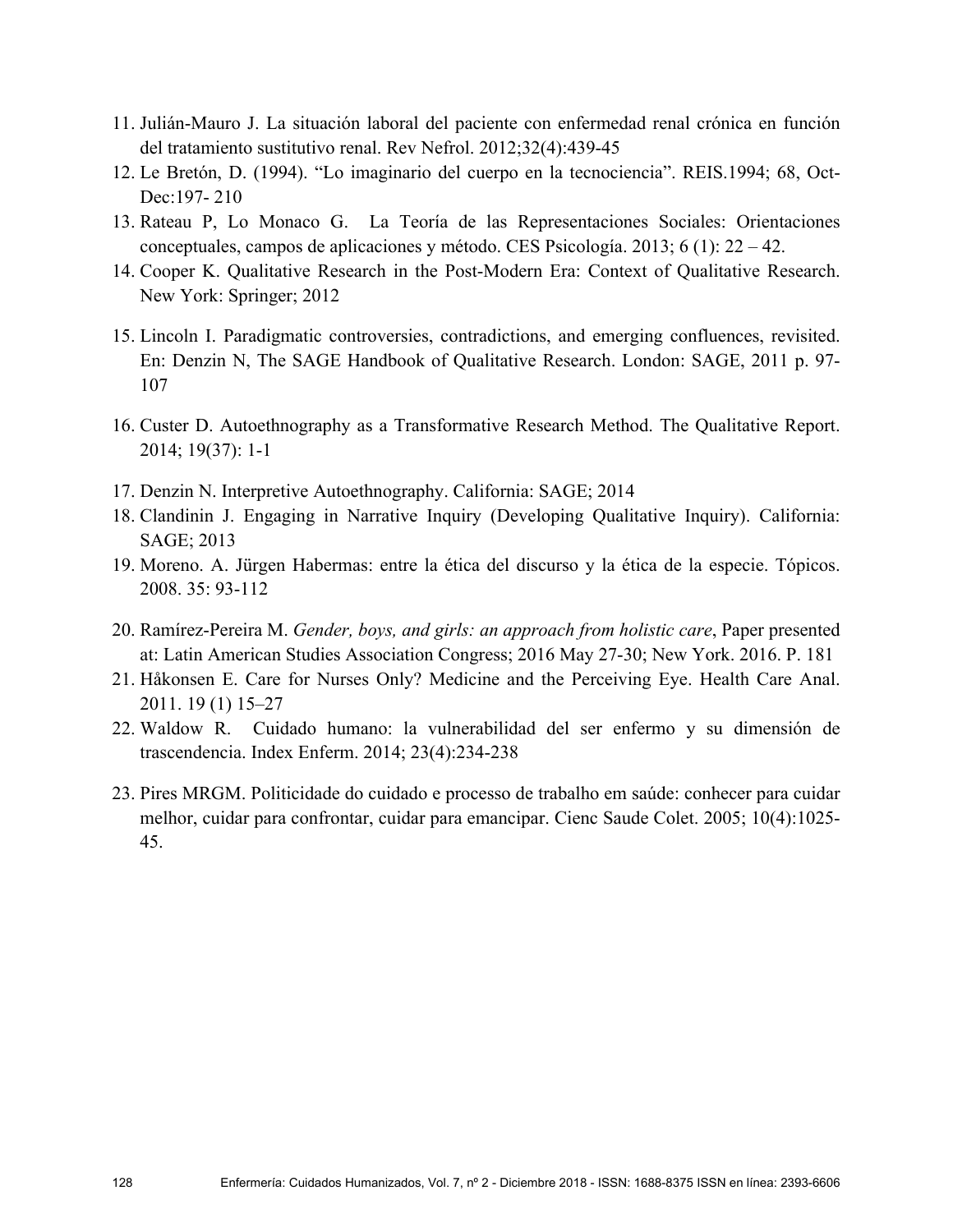11. Julián-Mauro J. La situación laboral del paciente con enfermedad renal crónica en función del tratamiento sustitutivo renal. Rev Nefrol. 2012;32(4):439-45
12. Le Bretón, D. (1994). "Lo imaginario del cuerpo en la tecnociencia". REIS.1994; 68, Oct-Dec:197- 210
13. Rateau P, Lo Monaco G. La Teoría de las Representaciones Sociales: Orientaciones conceptuales, campos de aplicaciones y método. CES Psicología. 2013; 6 (1): 22 – 42.
14. Cooper K. Qualitative Research in the Post-Modern Era: Context of Qualitative Research. New York: Springer; 2012
15. Lincoln I. Paradigmatic controversies, contradictions, and emerging confluences, revisited. En: Denzin N, The SAGE Handbook of Qualitative Research. London: SAGE, 2011 p. 97-107
16. Custer D. Autoethnography as a Transformative Research Method. The Qualitative Report. 2014; 19(37): 1-1
17. Denzin N. Interpretive Autoethnography. California: SAGE; 2014
18. Clandinin J. Engaging in Narrative Inquiry (Developing Qualitative Inquiry). California: SAGE; 2013
19. Moreno. A. Jürgen Habermas: entre la ética del discurso y la ética de la especie. Tópicos. 2008. 35: 93-112
20. Ramírez-Pereira M. *Gender, boys, and girls: an approach from holistic care*, Paper presented at: Latin American Studies Association Congress; 2016 May 27-30; New York. 2016. P. 181
21. Håkonsen E. Care for Nurses Only? Medicine and the Perceiving Eye. Health Care Anal. 2011. 19 (1) 15–27
22. Waldow R. Cuidado humano: la vulnerabilidad del ser enfermo y su dimensión de trascendencia. Index Enferm. 2014; 23(4):234-238
23. Pires MRGM. Politicidade do cuidado e processo de trabalho em saúde: conhecer para cuidar melhor, cuidar para confrontar, cuidar para emancipar. Cienc Saude Colet. 2005; 10(4):1025-45.